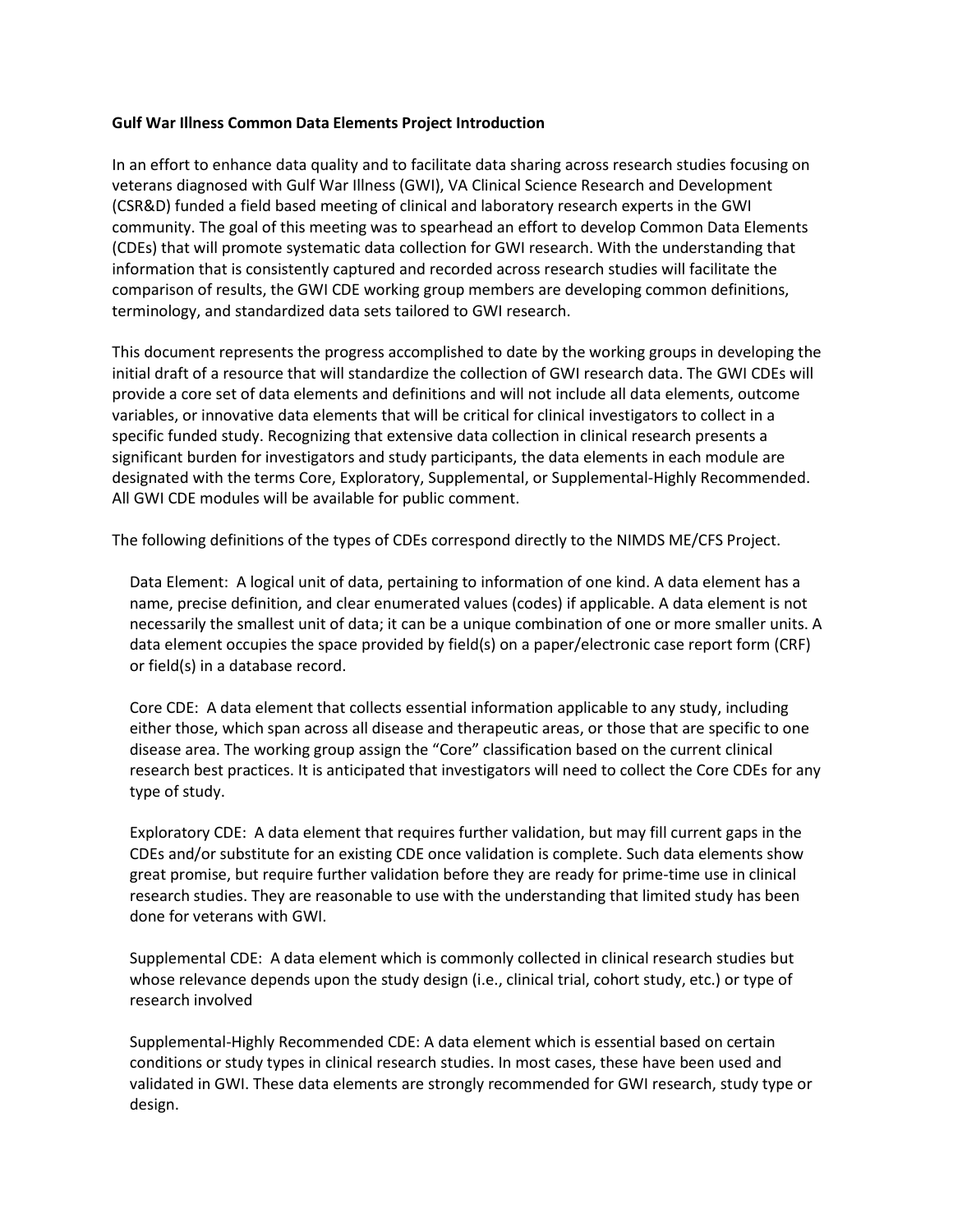**Gulf War Illness Common Data Elements Project Introduction**

In an effort to enhance data quality and to facilitate data sharing across research studies focusing on veterans diagnosed with Gulf War Illness (GWI), VA Clinical Science Research and Development (CSR&D) funded a field based meeting of clinical and laboratory research experts in the GWI community. The goal of this meeting was to spearhead an effort to develop Common Data Elements (CDEs) that will promote systematic data collection for GWI research. With the understanding that information that is consistently captured and recorded across research studies will facilitate the comparison of results, the GWI CDE working group members are developing common definitions, terminology, and standardized data sets tailored to GWI research.

This document represents the progress accomplished to date by the working groups in developing the initial draft of a resource that will standardize the collection of GWI research data. The GWI CDEs will provide a core set of data elements and definitions and will not include all data elements, outcome variables, or innovative data elements that will be critical for clinical investigators to collect in a specific funded study. Recognizing that extensive data collection in clinical research presents a significant burden for investigators and study participants, the data elements in each module are designated with the terms Core, Exploratory, Supplemental, or Supplemental-Highly Recommended. All GWI CDE modules will be available for public comment.

The following definitions of the types of CDEs correspond directly to the NIMDS ME/CFS Project.

Data Element: A logical unit of data, pertaining to information of one kind. A data element has a name, precise definition, and clear enumerated values (codes) if applicable. A data element is not necessarily the smallest unit of data; it can be a unique combination of one or more smaller units. A data element occupies the space provided by field(s) on a paper/electronic case report form (CRF) or field(s) in a database record.

Core CDE: A data element that collects essential information applicable to any study, including either those, which span across all disease and therapeutic areas, or those that are specific to one disease area. The working group assign the "Core" classification based on the current clinical research best practices. It is anticipated that investigators will need to collect the Core CDEs for any type of study.

Exploratory CDE: A data element that requires further validation, but may fill current gaps in the CDEs and/or substitute for an existing CDE once validation is complete. Such data elements show great promise, but require further validation before they are ready for prime-time use in clinical research studies. They are reasonable to use with the understanding that limited study has been done for veterans with GWI.

Supplemental CDE: A data element which is commonly collected in clinical research studies but whose relevance depends upon the study design (i.e., clinical trial, cohort study, etc.) or type of research involved

Supplemental-Highly Recommended CDE: A data element which is essential based on certain conditions or study types in clinical research studies. In most cases, these have been used and validated in GWI. These data elements are strongly recommended for GWI research, study type or design.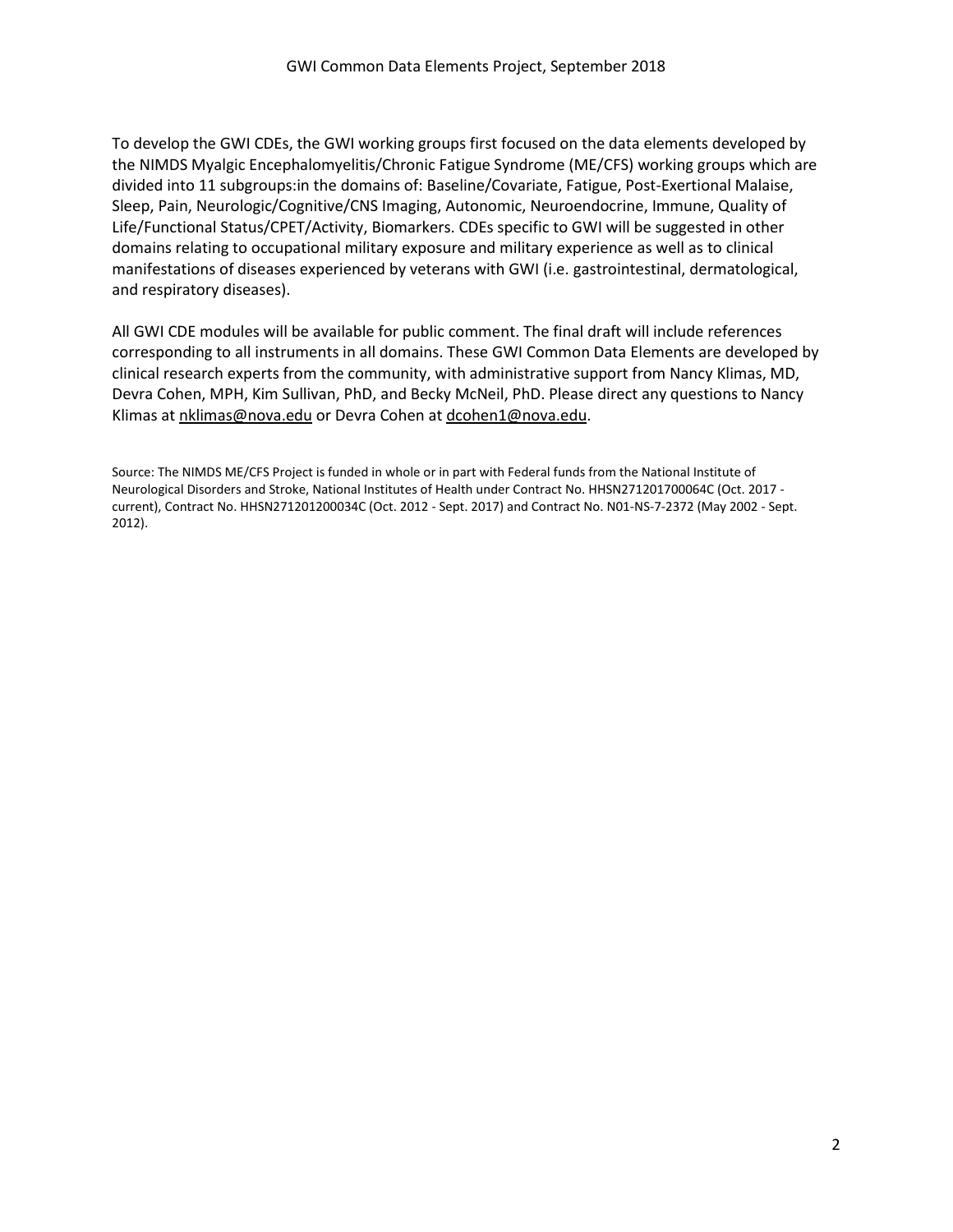To develop the GWI CDEs, the GWI working groups first focused on the data elements developed by the NIMDS Myalgic Encephalomyelitis/Chronic Fatigue Syndrome (ME/CFS) working groups which are divided into 11 subgroups:in the domains of: Baseline/Covariate, Fatigue, Post-Exertional Malaise, Sleep, Pain, Neurologic/Cognitive/CNS Imaging, Autonomic, Neuroendocrine, Immune, Quality of Life/Functional Status/CPET/Activity, Biomarkers. CDEs specific to GWI will be suggested in other domains relating to occupational military exposure and military experience as well as to clinical manifestations of diseases experienced by veterans with GWI (i.e. gastrointestinal, dermatological, and respiratory diseases).

All GWI CDE modules will be available for public comment. The final draft will include references corresponding to all instruments in all domains. These GWI Common Data Elements are developed by clinical research experts from the community, with administrative support from Nancy Klimas, MD, Devra Cohen, MPH, Kim Sullivan, PhD, and Becky McNeil, PhD. Please direct any questions to Nancy Klimas at nklimas@nova.edu or Devra Cohen at dcohen1@nova.edu.

Source: The NIMDS ME/CFS Project is funded in whole or in part with Federal funds from the National Institute of Neurological Disorders and Stroke, National Institutes of Health under Contract No. HHSN271201700064C (Oct. 2017 - current), Contract No. HHSN271201200034C (Oct. 2012 - Sept. 2017) and Contract No. N01-NS-7-2372 (May 2002 - Sept. 2012).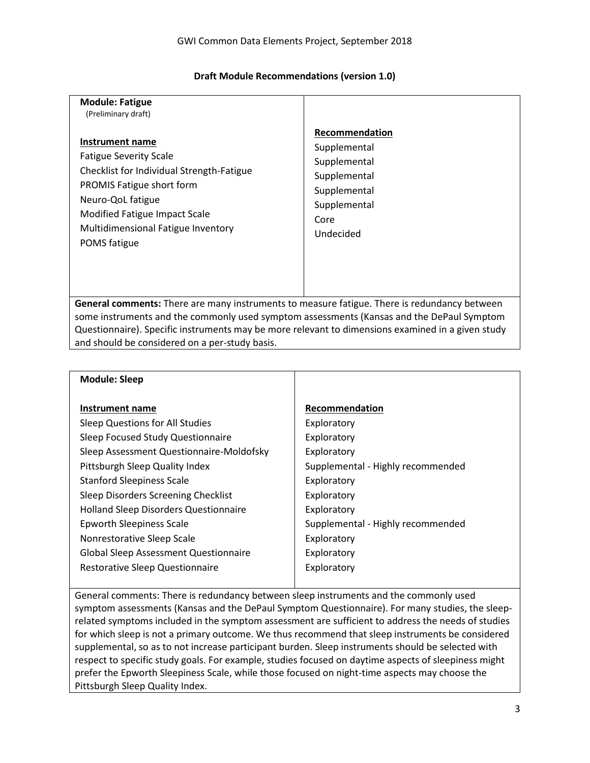## Draft Module Recommendations (version 1.0)

**Module: Fatigue**
(Preliminary draft)

| Instrument name | Recommendation |
|---|---|
| Fatigue Severity Scale | Supplemental |
| Checklist for Individual Strength-Fatigue | Supplemental |
| PROMIS Fatigue short form | Supplemental |
| Neuro-QoL fatigue | Supplemental |
| Modified Fatigue Impact Scale | Supplemental |
| Multidimensional Fatigue Inventory | Core |
| POMS fatigue | Undecided |

**General comments:** There are many instruments to measure fatigue. There is redundancy between some instruments and the commonly used symptom assessments (Kansas and the DePaul Symptom Questionnaire). Specific instruments may be more relevant to dimensions examined in a given study and should be considered on a per-study basis.

**Module: Sleep**

| Instrument name | Recommendation |
|---|---|
| Sleep Questions for All Studies | Exploratory |
| Sleep Focused Study Questionnaire | Exploratory |
| Sleep Assessment Questionnaire-Moldofsky | Exploratory |
| Pittsburgh Sleep Quality Index | Supplemental - Highly recommended |
| Stanford Sleepiness Scale | Exploratory |
| Sleep Disorders Screening Checklist | Exploratory |
| Holland Sleep Disorders Questionnaire | Exploratory |
| Epworth Sleepiness Scale | Supplemental - Highly recommended |
| Nonrestorative Sleep Scale | Exploratory |
| Global Sleep Assessment Questionnaire | Exploratory |
| Restorative Sleep Questionnaire | Exploratory |

General comments: There is redundancy between sleep instruments and the commonly used symptom assessments (Kansas and the DePaul Symptom Questionnaire). For many studies, the sleep-related symptoms included in the symptom assessment are sufficient to address the needs of studies for which sleep is not a primary outcome. We thus recommend that sleep instruments be considered supplemental, so as to not increase participant burden. Sleep instruments should be selected with respect to specific study goals. For example, studies focused on daytime aspects of sleepiness might prefer the Epworth Sleepiness Scale, while those focused on night-time aspects may choose the Pittsburgh Sleep Quality Index.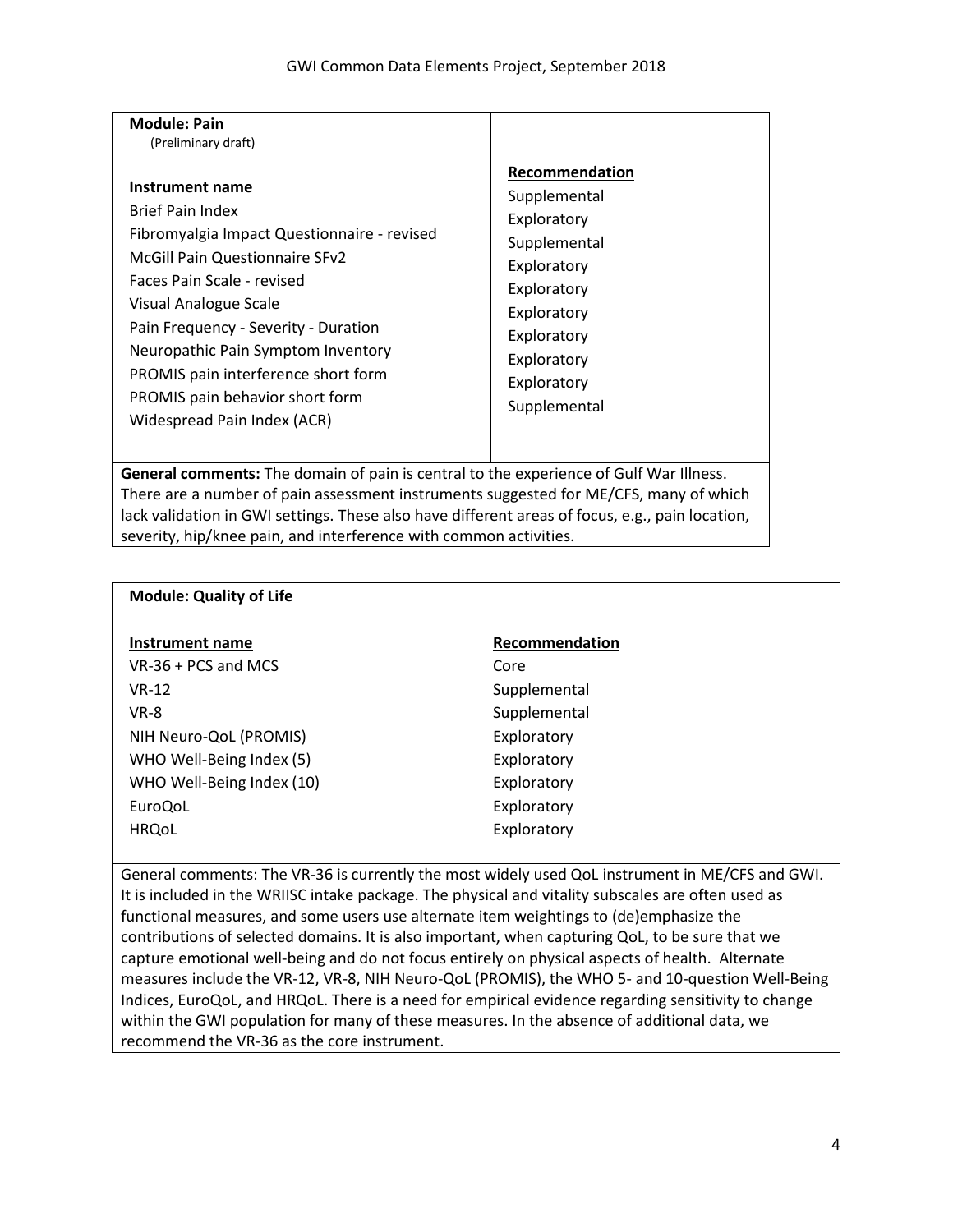## Module: Pain

(Preliminary draft)

| Instrument name | Recommendation |
| --- | --- |
| Brief Pain Index | Supplemental |
| Fibromyalgia Impact Questionnaire - revised | Exploratory |
| McGill Pain Questionnaire SFv2 | Supplemental |
| Faces Pain Scale - revised | Exploratory |
| Visual Analogue Scale | Exploratory |
| Pain Frequency - Severity - Duration | Exploratory |
| Neuropathic Pain Symptom Inventory | Exploratory |
| PROMIS pain interference short form | Exploratory |
| PROMIS pain behavior short form | Exploratory |
| Widespread Pain Index (ACR) | Supplemental |

**General comments:** The domain of pain is central to the experience of Gulf War Illness. There are a number of pain assessment instruments suggested for ME/CFS, many of which lack validation in GWI settings. These also have different areas of focus, e.g., pain location, severity, hip/knee pain, and interference with common activities.

## Module: Quality of Life

| Instrument name | Recommendation |
| --- | --- |
| VR-36 + PCS and MCS | Core |
| VR-12 | Supplemental |
| VR-8 | Supplemental |
| NIH Neuro-QoL (PROMIS) | Exploratory |
| WHO Well-Being Index (5) | Exploratory |
| WHO Well-Being Index (10) | Exploratory |
| EuroQoL | Exploratory |
| HRQoL | Exploratory |

General comments: The VR-36 is currently the most widely used QoL instrument in ME/CFS and GWI. It is included in the WRIISC intake package. The physical and vitality subscales are often used as functional measures, and some users use alternate item weightings to (de)emphasize the contributions of selected domains. It is also important, when capturing QoL, to be sure that we capture emotional well-being and do not focus entirely on physical aspects of health. Alternate measures include the VR-12, VR-8, NIH Neuro-QoL (PROMIS), the WHO 5- and 10-question Well-Being Indices, EuroQoL, and HRQoL. There is a need for empirical evidence regarding sensitivity to change within the GWI population for many of these measures. In the absence of additional data, we recommend the VR-36 as the core instrument.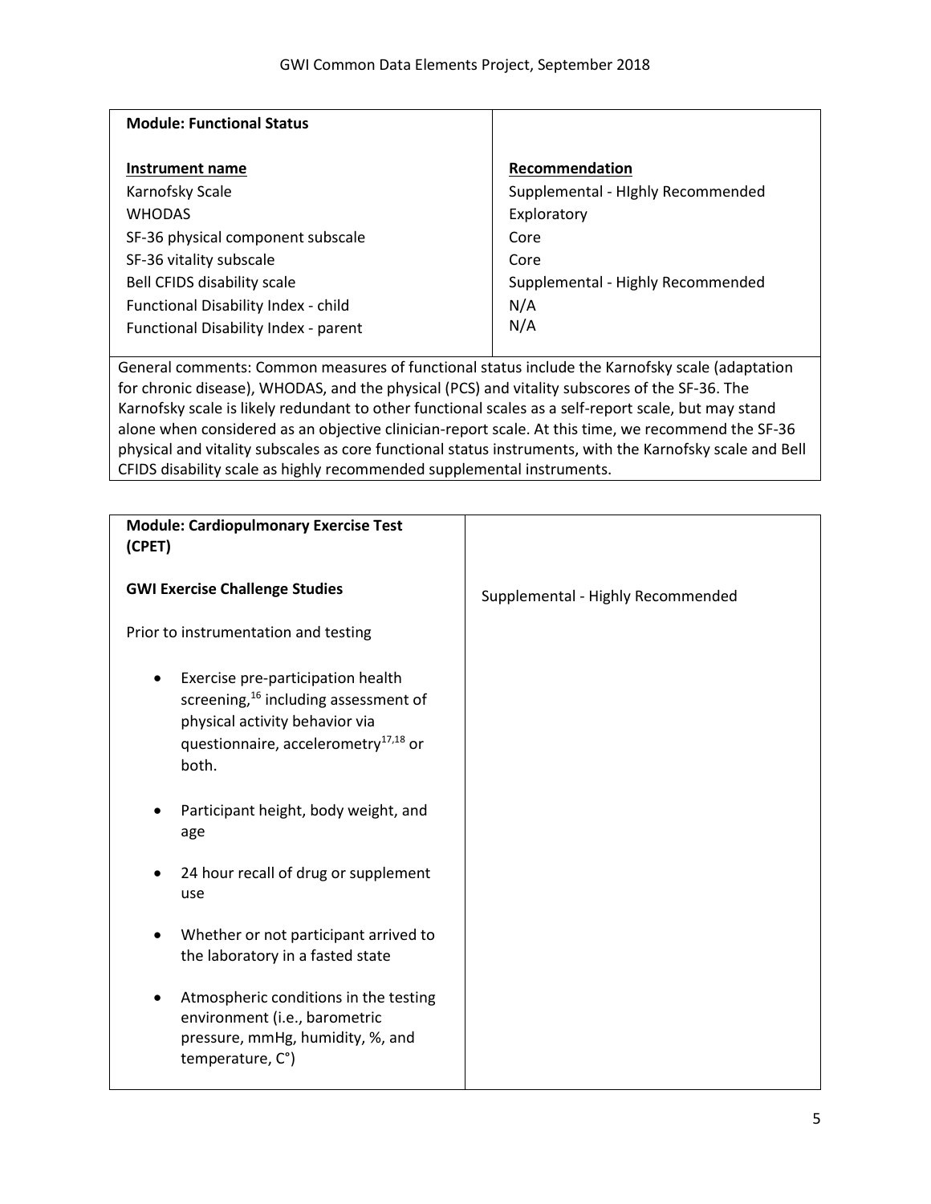**Module: Functional Status**

| Instrument name | Recommendation |
| --- | --- |
| Karnofsky Scale | Supplemental - HIghly Recommended |
| WHODAS | Exploratory |
| SF-36 physical component subscale | Core |
| SF-36 vitality subscale | Core |
| Bell CFIDS disability scale | Supplemental - Highly Recommended |
| Functional Disability Index - child | N/A |
| Functional Disability Index - parent | N/A |

General comments: Common measures of functional status include the Karnofsky scale (adaptation for chronic disease), WHODAS, and the physical (PCS) and vitality subscores of the SF-36. The Karnofsky scale is likely redundant to other functional scales as a self-report scale, but may stand alone when considered as an objective clinician-report scale. At this time, we recommend the SF-36 physical and vitality subscales as core functional status instruments, with the Karnofsky scale and Bell CFIDS disability scale as highly recommended supplemental instruments.

**Module: Cardiopulmonary Exercise Test (CPET)**

**GWI Exercise Challenge Studies** — Supplemental - Highly Recommended

Prior to instrumentation and testing

- Exercise pre-participation health screening,[16] including assessment of physical activity behavior via questionnaire, accelerometry[17,18] or both.
- Participant height, body weight, and age
- 24 hour recall of drug or supplement use
- Whether or not participant arrived to the laboratory in a fasted state
- Atmospheric conditions in the testing environment (i.e., barometric pressure, mmHg, humidity, %, and temperature, C°)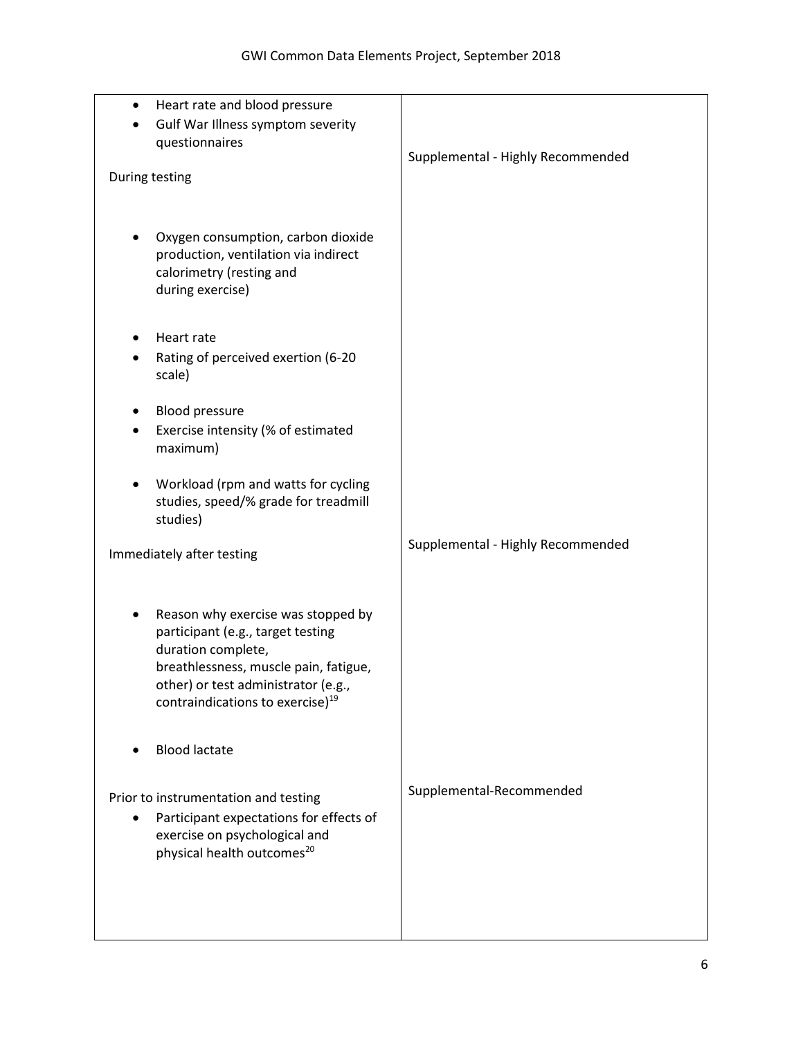| | |
|---|---|
| • Heart rate and blood pressure<br>• Gulf War Illness symptom severity questionnaires<br><br>During testing<br><br>• Oxygen consumption, carbon dioxide production, ventilation via indirect calorimetry (resting and during exercise)<br><br>• Heart rate<br>• Rating of perceived exertion (6-20 scale)<br><br>• Blood pressure<br>• Exercise intensity (% of estimated maximum)<br><br>• Workload (rpm and watts for cycling studies, speed/% grade for treadmill studies) | Supplemental - Highly Recommended |
| Immediately after testing<br><br>• Reason why exercise was stopped by participant (e.g., target testing duration complete, breathlessness, muscle pain, fatigue, other) or test administrator (e.g., contraindications to exercise)[19]<br><br>• Blood lactate | Supplemental - Highly Recommended |
| Prior to instrumentation and testing<br>• Participant expectations for effects of exercise on psychological and physical health outcomes[20] | Supplemental-Recommended |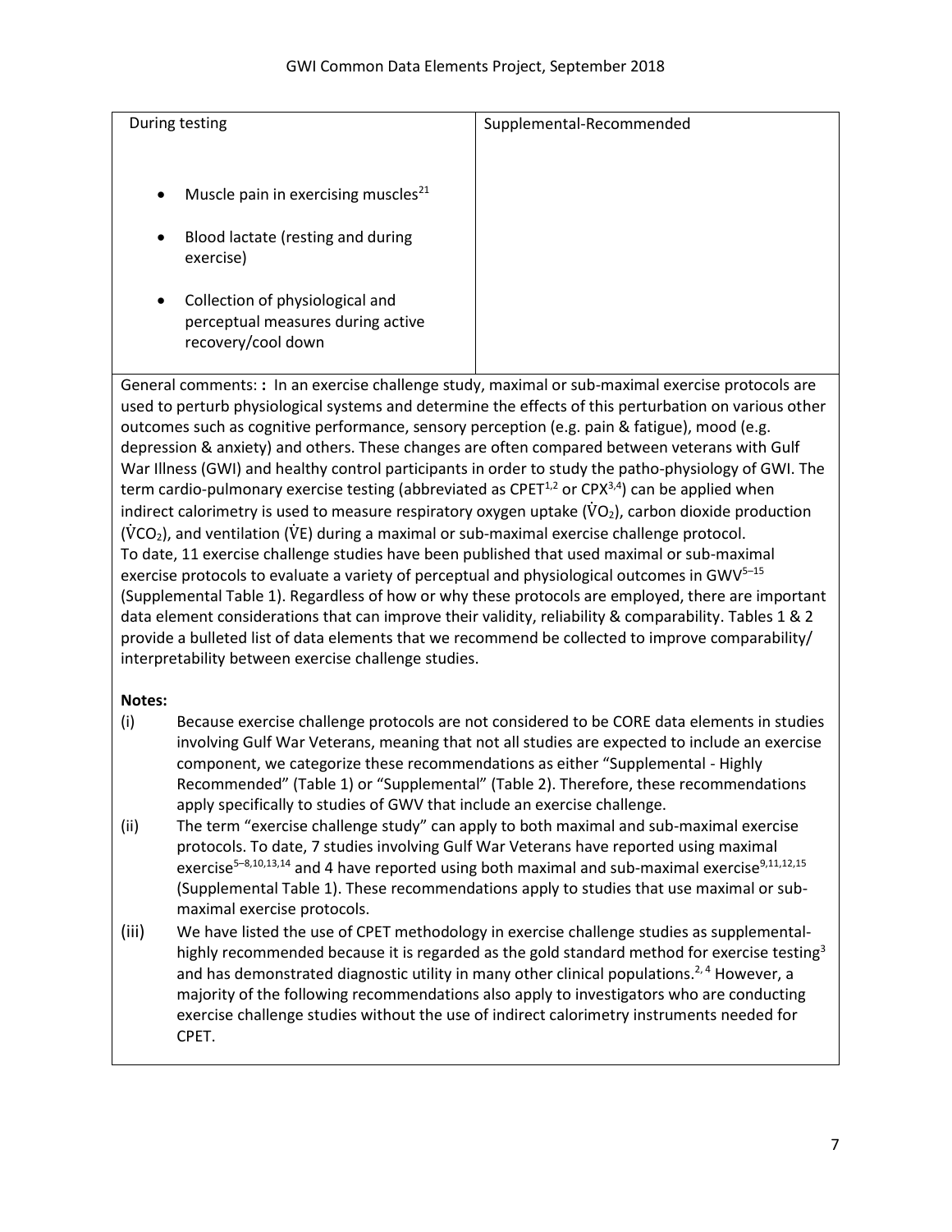| During testing<br><br>- Muscle pain in exercising muscles[21]<br>- Blood lactate (resting and during exercise)<br>- Collection of physiological and perceptual measures during active recovery/cool down | Supplemental-Recommended |
|---|---|

General comments: **:** In an exercise challenge study, maximal or sub-maximal exercise protocols are used to perturb physiological systems and determine the effects of this perturbation on various other outcomes such as cognitive performance, sensory perception (e.g. pain & fatigue), mood (e.g. depression & anxiety) and others. These changes are often compared between veterans with Gulf War Illness (GWI) and healthy control participants in order to study the patho-physiology of GWI. The term cardio-pulmonary exercise testing (abbreviated as CPET[1,2] or CPX[3,4]) can be applied when indirect calorimetry is used to measure respiratory oxygen uptake ($\dot{V}O_2$), carbon dioxide production ($\dot{V}CO_2$), and ventilation ($\dot{V}E$) during a maximal or sub-maximal exercise challenge protocol. To date, 11 exercise challenge studies have been published that used maximal or sub-maximal exercise protocols to evaluate a variety of perceptual and physiological outcomes in GWV[5–15] (Supplemental Table 1). Regardless of how or why these protocols are employed, there are important data element considerations that can improve their validity, reliability & comparability. Tables 1 & 2 provide a bulleted list of data elements that we recommend be collected to improve comparability/ interpretability between exercise challenge studies.

**Notes:**

(i) Because exercise challenge protocols are not considered to be CORE data elements in studies involving Gulf War Veterans, meaning that not all studies are expected to include an exercise component, we categorize these recommendations as either "Supplemental - Highly Recommended" (Table 1) or "Supplemental" (Table 2). Therefore, these recommendations apply specifically to studies of GWV that include an exercise challenge.

(ii) The term "exercise challenge study" can apply to both maximal and sub-maximal exercise protocols. To date, 7 studies involving Gulf War Veterans have reported using maximal exercise[5–8,10,13,14] and 4 have reported using both maximal and sub-maximal exercise[9,11,12,15] (Supplemental Table 1). These recommendations apply to studies that use maximal or sub-maximal exercise protocols.

(iii) We have listed the use of CPET methodology in exercise challenge studies as supplemental-highly recommended because it is regarded as the gold standard method for exercise testing[3] and has demonstrated diagnostic utility in many other clinical populations.[2,4] However, a majority of the following recommendations also apply to investigators who are conducting exercise challenge studies without the use of indirect calorimetry instruments needed for CPET.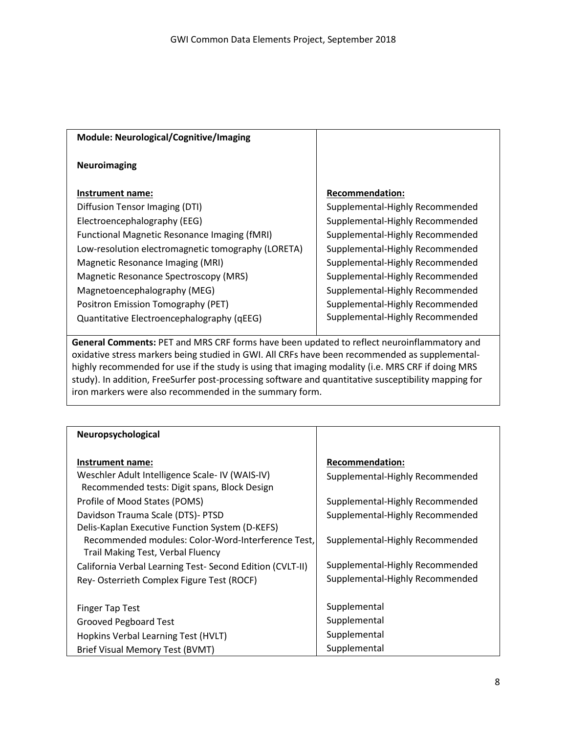| **Module: Neurological/Cognitive/Imaging** | |
|---|---|
| **Neuroimaging** | |
| **Instrument name:** | **Recommendation:** |
| Diffusion Tensor Imaging (DTI) | Supplemental-Highly Recommended |
| Electroencephalography (EEG) | Supplemental-Highly Recommended |
| Functional Magnetic Resonance Imaging (fMRI) | Supplemental-Highly Recommended |
| Low-resolution electromagnetic tomography (LORETA) | Supplemental-Highly Recommended |
| Magnetic Resonance Imaging (MRI) | Supplemental-Highly Recommended |
| Magnetic Resonance Spectroscopy (MRS) | Supplemental-Highly Recommended |
| Magnetoencephalography (MEG) | Supplemental-Highly Recommended |
| Positron Emission Tomography (PET) | Supplemental-Highly Recommended |
| Quantitative Electroencephalography (qEEG) | Supplemental-Highly Recommended |

**General Comments:** PET and MRS CRF forms have been updated to reflect neuroinflammatory and oxidative stress markers being studied in GWI. All CRFs have been recommended as supplemental-highly recommended for use if the study is using that imaging modality (i.e. MRS CRF if doing MRS study). In addition, FreeSurfer post-processing software and quantitative susceptibility mapping for iron markers were also recommended in the summary form.

| **Neuropsychological** | |
|---|---|
| **Instrument name:** | **Recommendation:** |
| Weschler Adult Intelligence Scale- IV (WAIS-IV)<br>Recommended tests: Digit spans, Block Design | Supplemental-Highly Recommended |
| Profile of Mood States (POMS) | Supplemental-Highly Recommended |
| Davidson Trauma Scale (DTS)- PTSD | Supplemental-Highly Recommended |
| Delis-Kaplan Executive Function System (D-KEFS)<br>Recommended modules: Color-Word-Interference Test, Trail Making Test, Verbal Fluency | Supplemental-Highly Recommended |
| California Verbal Learning Test- Second Edition (CVLT-II) | Supplemental-Highly Recommended |
| Rey- Osterrieth Complex Figure Test (ROCF) | Supplemental-Highly Recommended |
| Finger Tap Test | Supplemental |
| Grooved Pegboard Test | Supplemental |
| Hopkins Verbal Learning Test (HVLT) | Supplemental |
| Brief Visual Memory Test (BVMT) | Supplemental |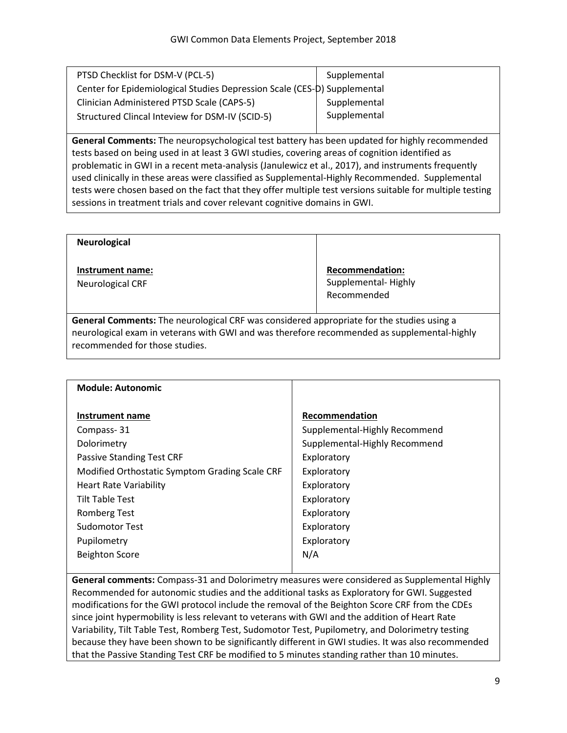| | |
|---|---|
| PTSD Checklist for DSM-V (PCL-5) | Supplemental |
| Center for Epidemiological Studies Depression Scale (CES-D) | Supplemental |
| Clinician Administered PTSD Scale (CAPS-5) | Supplemental |
| Structured Clincal Inteview for DSM-IV (SCID-5) | Supplemental |

**General Comments:** The neuropsychological test battery has been updated for highly recommended tests based on being used in at least 3 GWI studies, covering areas of cognition identified as problematic in GWI in a recent meta-analysis (Janulewicz et al., 2017), and instruments frequently used clinically in these areas were classified as Supplemental-Highly Recommended. Supplemental tests were chosen based on the fact that they offer multiple test versions suitable for multiple testing sessions in treatment trials and cover relevant cognitive domains in GWI.

**Neurological**

| **Instrument name:** | **Recommendation:** |
|---|---|
| Neurological CRF | Supplemental- Highly Recommended |

**General Comments:** The neurological CRF was considered appropriate for the studies using a neurological exam in veterans with GWI and was therefore recommended as supplemental-highly recommended for those studies.

**Module: Autonomic**

| **Instrument name** | **Recommendation** |
|---|---|
| Compass- 31 | Supplemental-Highly Recommend |
| Dolorimetry | Supplemental-Highly Recommend |
| Passive Standing Test CRF | Exploratory |
| Modified Orthostatic Symptom Grading Scale CRF | Exploratory |
| Heart Rate Variability | Exploratory |
| Tilt Table Test | Exploratory |
| Romberg Test | Exploratory |
| Sudomotor Test | Exploratory |
| Pupilometry | Exploratory |
| Beighton Score | N/A |

**General comments:** Compass-31 and Dolorimetry measures were considered as Supplemental Highly Recommended for autonomic studies and the additional tasks as Exploratory for GWI. Suggested modifications for the GWI protocol include the removal of the Beighton Score CRF from the CDEs since joint hypermobility is less relevant to veterans with GWI and the addition of Heart Rate Variability, Tilt Table Test, Romberg Test, Sudomotor Test, Pupilometry, and Dolorimetry testing because they have been shown to be significantly different in GWI studies. It was also recommended that the Passive Standing Test CRF be modified to 5 minutes standing rather than 10 minutes.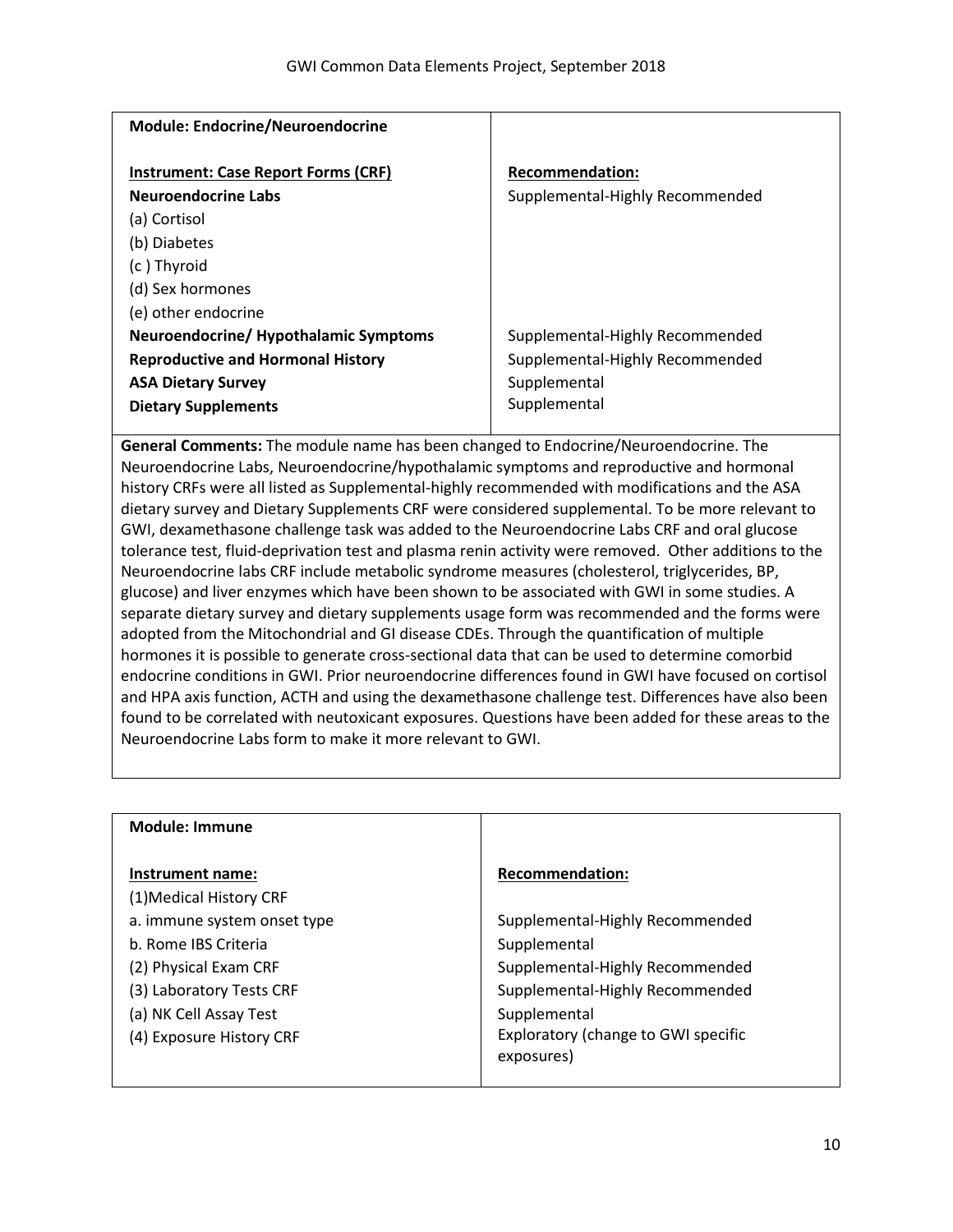| **Module: Endocrine/Neuroendocrine** | |
|---|---|
| **Instrument: Case Report Forms (CRF)** | **Recommendation:** |
| **Neuroendocrine Labs** | Supplemental-Highly Recommended |
| (a) Cortisol | |
| (b) Diabetes | |
| (c ) Thyroid | |
| (d) Sex hormones | |
| (e) other endocrine | |
| **Neuroendocrine/ Hypothalamic Symptoms** | Supplemental-Highly Recommended |
| **Reproductive and Hormonal History** | Supplemental-Highly Recommended |
| **ASA Dietary Survey** | Supplemental |
| **Dietary Supplements** | Supplemental |

**General Comments:** The module name has been changed to Endocrine/Neuroendocrine. The Neuroendocrine Labs, Neuroendocrine/hypothalamic symptoms and reproductive and hormonal history CRFs were all listed as Supplemental-highly recommended with modifications and the ASA dietary survey and Dietary Supplements CRF were considered supplemental. To be more relevant to GWI, dexamethasone challenge task was added to the Neuroendocrine Labs CRF and oral glucose tolerance test, fluid-deprivation test and plasma renin activity were removed. Other additions to the Neuroendocrine labs CRF include metabolic syndrome measures (cholesterol, triglycerides, BP, glucose) and liver enzymes which have been shown to be associated with GWI in some studies. A separate dietary survey and dietary supplements usage form was recommended and the forms were adopted from the Mitochondrial and GI disease CDEs. Through the quantification of multiple hormones it is possible to generate cross-sectional data that can be used to determine comorbid endocrine conditions in GWI. Prior neuroendocrine differences found in GWI have focused on cortisol and HPA axis function, ACTH and using the dexamethasone challenge test. Differences have also been found to be correlated with neutoxicant exposures. Questions have been added for these areas to the Neuroendocrine Labs form to make it more relevant to GWI.

| **Module: Immune** | |
|---|---|
| **Instrument name:** | **Recommendation:** |
| (1)Medical History CRF | |
| a. immune system onset type | Supplemental-Highly Recommended |
| b. Rome IBS Criteria | Supplemental |
| (2) Physical Exam CRF | Supplemental-Highly Recommended |
| (3) Laboratory Tests CRF | Supplemental-Highly Recommended |
| (a) NK Cell Assay Test | Supplemental |
| (4) Exposure History CRF | Exploratory (change to GWI specific exposures) |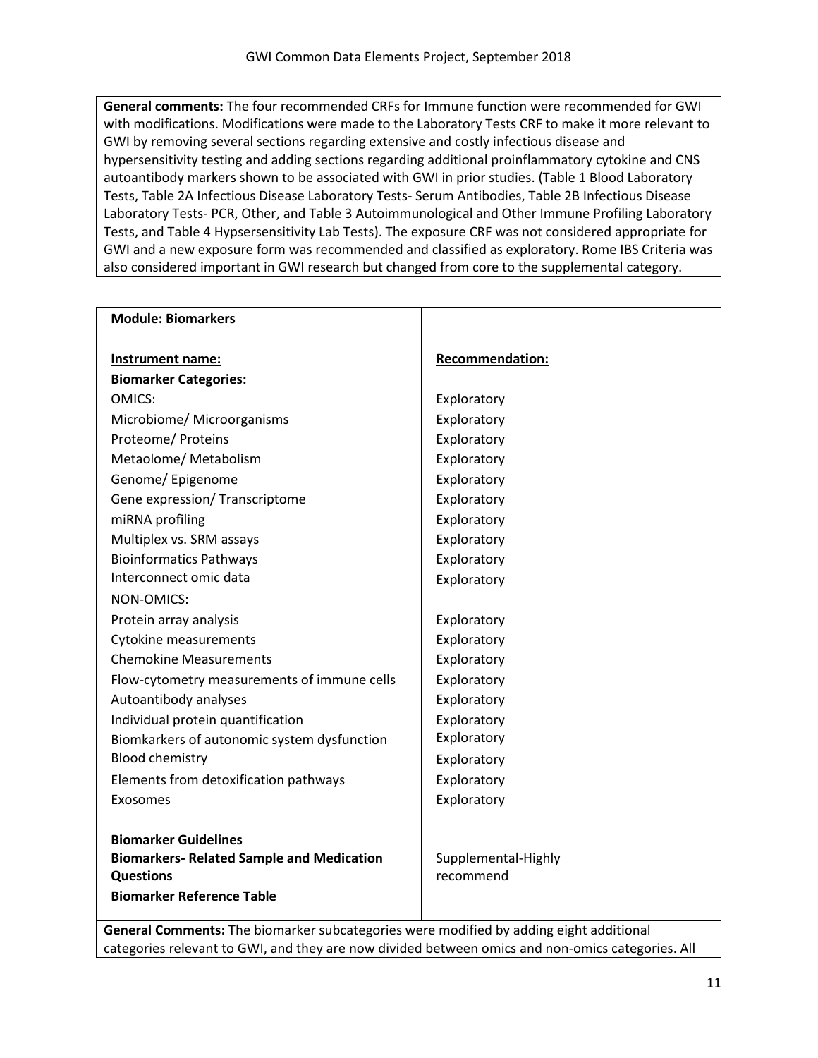**General comments:** The four recommended CRFs for Immune function were recommended for GWI with modifications. Modifications were made to the Laboratory Tests CRF to make it more relevant to GWI by removing several sections regarding extensive and costly infectious disease and hypersensitivity testing and adding sections regarding additional proinflammatory cytokine and CNS autoantibody markers shown to be associated with GWI in prior studies. (Table 1 Blood Laboratory Tests, Table 2A Infectious Disease Laboratory Tests- Serum Antibodies, Table 2B Infectious Disease Laboratory Tests- PCR, Other, and Table 3 Autoimmunological and Other Immune Profiling Laboratory Tests, and Table 4 Hypsersensitivity Lab Tests). The exposure CRF was not considered appropriate for GWI and a new exposure form was recommended and classified as exploratory. Rome IBS Criteria was also considered important in GWI research but changed from core to the supplemental category.

| **Module: Biomarkers** | |
|---|---|
| **Instrument name:** | **Recommendation:** |
| **Biomarker Categories:** | |
| OMICS: | Exploratory |
| Microbiome/ Microorganisms | Exploratory |
| Proteome/ Proteins | Exploratory |
| Metaolome/ Metabolism | Exploratory |
| Genome/ Epigenome | Exploratory |
| Gene expression/ Transcriptome | Exploratory |
| miRNA profiling | Exploratory |
| Multiplex vs. SRM assays | Exploratory |
| Bioinformatics Pathways | Exploratory |
| Interconnect omic data | Exploratory |
| NON-OMICS: | |
| Protein array analysis | Exploratory |
| Cytokine measurements | Exploratory |
| Chemokine Measurements | Exploratory |
| Flow-cytometry measurements of immune cells | Exploratory |
| Autoantibody analyses | Exploratory |
| Individual protein quantification | Exploratory |
| Biomkarkers of autonomic system dysfunction | Exploratory |
| Blood chemistry | Exploratory |
| Elements from detoxification pathways | Exploratory |
| Exosomes | Exploratory |
| **Biomarker Guidelines** | |
| **Biomarkers- Related Sample and Medication Questions** | Supplemental-Highly recommend |
| **Biomarker Reference Table** | |

**General Comments:** The biomarker subcategories were modified by adding eight additional categories relevant to GWI, and they are now divided between omics and non-omics categories. All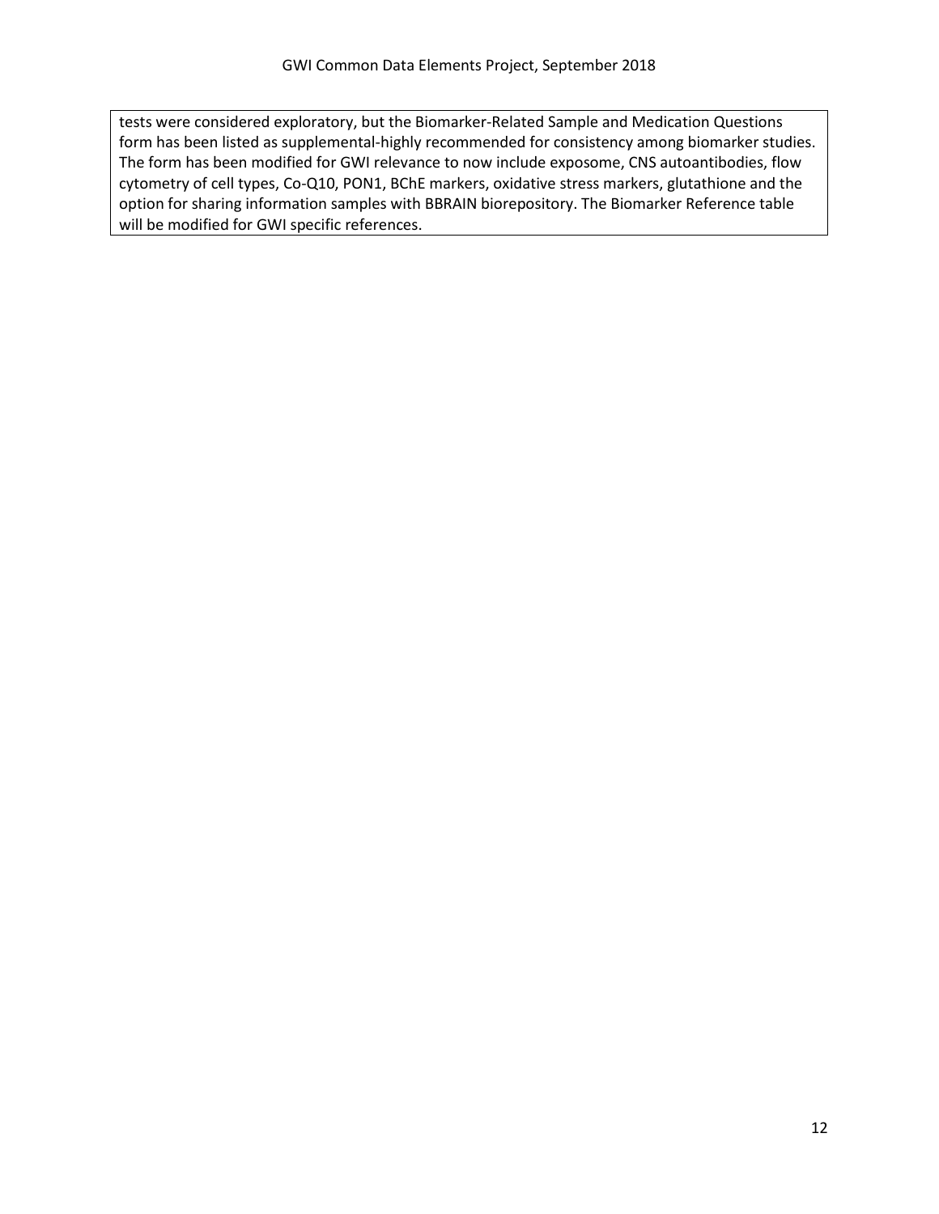tests were considered exploratory, but the Biomarker-Related Sample and Medication Questions form has been listed as supplemental-highly recommended for consistency among biomarker studies. The form has been modified for GWI relevance to now include exposome, CNS autoantibodies, flow cytometry of cell types, Co-Q10, PON1, BChE markers, oxidative stress markers, glutathione and the option for sharing information samples with BBRAIN biorepository. The Biomarker Reference table will be modified for GWI specific references.